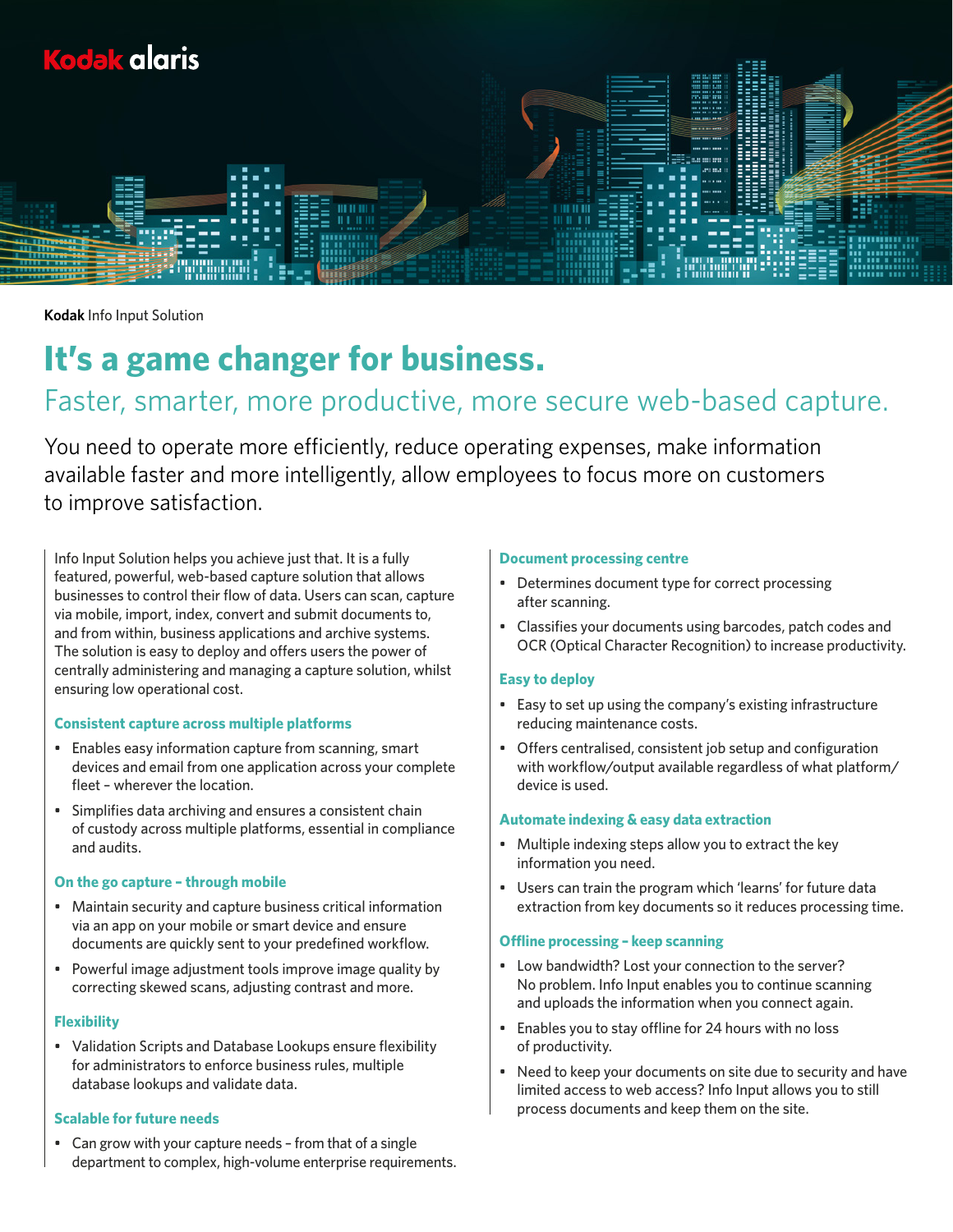**Kodak** Info Input Solution

# It's a game changer for business.

## Faster, smarter, more productive, more secure web-based capture.

You need to operate more efficiently, reduce operating expenses, make information available faster and more intelligently, allow employees to focus more on customers to improve satisfaction.

Info Input Solution helps you achieve just that. It is a fully featured, powerful, web-based capture solution that allows businesses to control their flow of data. Users can scan, capture via mobile, import, index, convert and submit documents to, and from within, business applications and archive systems. The solution is easy to deploy and offers users the power of centrally administering and managing a capture solution, whilst ensuring low operational cost.

### Consistent capture across multiple platforms

- Enables easy information capture from scanning, smart devices and email from one application across your complete fleet – wherever the location.
- Simplifies data archiving and ensures a consistent chain of custody across multiple platforms, essential in compliance and audits.

### On the go capture – through mobile

- Maintain security and capture business critical information via an app on your mobile or smart device and ensure documents are quickly sent to your predefined workflow.
- Powerful image adjustment tools improve image quality by correcting skewed scans, adjusting contrast and more.

### Flexibility

- Validation Scripts and Database Lookups ensure flexibility for administrators to enforce business rules, multiple database lookups and validate data.

### Scalable for future needs

- Can grow with your capture needs – from that of a single department to complex, high-volume enterprise requirements.

### Document processing centre

- Determines document type for correct processing after scanning.
- Classifies your documents using barcodes, patch codes and OCR (Optical Character Recognition) to increase productivity.

### Easy to deploy

- Easy to set up using the company's existing infrastructure reducing maintenance costs.
- Offers centralised, consistent job setup and configuration with workflow/output available regardless of what platform/device is used.

### Automate indexing & easy data extraction

- Multiple indexing steps allow you to extract the key information you need.
- Users can train the program which 'learns' for future data extraction from key documents so it reduces processing time.

### Offline processing – keep scanning

- Low bandwidth? Lost your connection to the server? No problem. Info Input enables you to continue scanning and uploads the information when you connect again.
- Enables you to stay offline for 24 hours with no loss of productivity.
- Need to keep your documents on site due to security and have limited access to web access? Info Input allows you to still process documents and keep them on the site.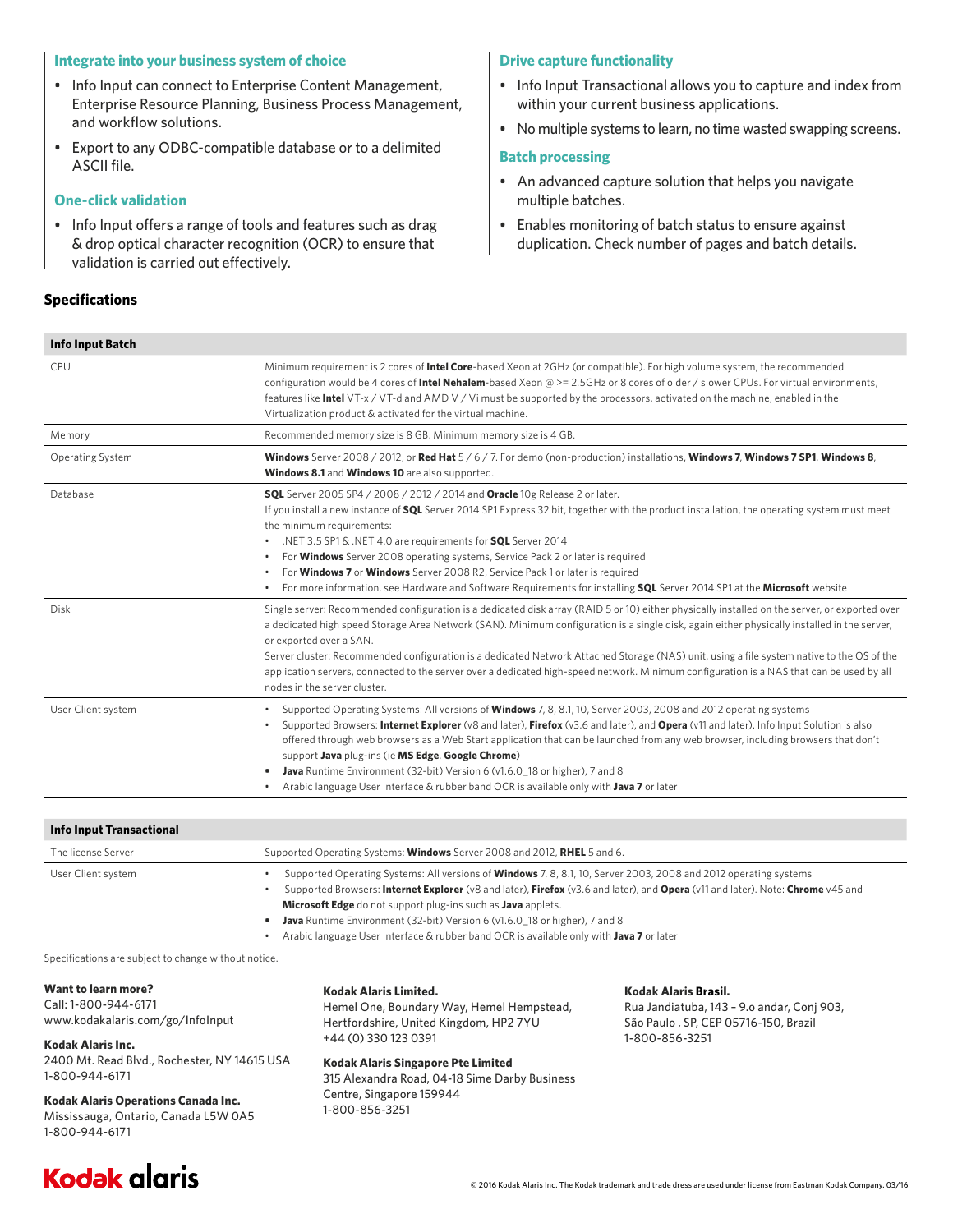### Integrate into your business system of choice

- Info Input can connect to Enterprise Content Management, Enterprise Resource Planning, Business Process Management, and workflow solutions.
- Export to any ODBC-compatible database or to a delimited ASCII file.

### One-click validation

- Info Input offers a range of tools and features such as drag & drop optical character recognition (OCR) to ensure that validation is carried out effectively.

### Drive capture functionality

- Info Input Transactional allows you to capture and index from within your current business applications.
- No multiple systems to learn, no time wasted swapping screens.

### Batch processing

- An advanced capture solution that helps you navigate multiple batches.
- Enables monitoring of batch status to ensure against duplication. Check number of pages and batch details.

## Specifications

| Info Input Batch | |
|---|---|
| CPU | Minimum requirement is 2 cores of **Intel Core**-based Xeon at 2GHz (or compatible). For high volume system, the recommended configuration would be 4 cores of **Intel Nehalem**-based Xeon @ >= 2.5GHz or 8 cores of older / slower CPUs. For virtual environments, features like **Intel** VT-x / VT-d and AMD V / Vi must be supported by the processors, activated on the machine, enabled in the Virtualization product & activated for the virtual machine. |
| Memory | Recommended memory size is 8 GB. Minimum memory size is 4 GB. |
| Operating System | **Windows** Server 2008 / 2012, or **Red Hat** 5 / 6 / 7. For demo (non-production) installations, **Windows 7**, **Windows 7 SP1**, **Windows 8**, **Windows 8.1** and **Windows 10** are also supported. |
| Database | **SQL** Server 2005 SP4 / 2008 / 2012 / 2014 and **Oracle** 10g Release 2 or later.<br>If you install a new instance of **SQL** Server 2014 SP1 Express 32 bit, together with the product installation, the operating system must meet the minimum requirements:<br>• .NET 3.5 SP1 & .NET 4.0 are requirements for **SQL** Server 2014<br>• For **Windows** Server 2008 operating systems, Service Pack 2 or later is required<br>• For **Windows 7** or **Windows** Server 2008 R2, Service Pack 1 or later is required<br>• For more information, see Hardware and Software Requirements for installing **SQL** Server 2014 SP1 at the **Microsoft** website |
| Disk | Single server: Recommended configuration is a dedicated disk array (RAID 5 or 10) either physically installed on the server, or exported over a dedicated high speed Storage Area Network (SAN). Minimum configuration is a single disk, again either physically installed in the server, or exported over a SAN.<br>Server cluster: Recommended configuration is a dedicated Network Attached Storage (NAS) unit, using a file system native to the OS of the application servers, connected to the server over a dedicated high-speed network. Minimum configuration is a NAS that can be used by all nodes in the server cluster. |
| User Client system | • Supported Operating Systems: All versions of **Windows** 7, 8, 8.1, 10, Server 2003, 2008 and 2012 operating systems<br>• Supported Browsers: **Internet Explorer** (v8 and later), **Firefox** (v3.6 and later), and **Opera** (v11 and later). Info Input Solution is also offered through web browsers as a Web Start application that can be launched from any web browser, including browsers that don't support **Java** plug-ins (ie **MS Edge**, **Google Chrome**)<br>• **Java** Runtime Environment (32-bit) Version 6 (v1.6.0_18 or higher), 7 and 8<br>• Arabic language User Interface & rubber band OCR is available only with **Java 7** or later |

| Info Input Transactional | |
|---|---|
| The license Server | Supported Operating Systems: **Windows** Server 2008 and 2012, **RHEL** 5 and 6. |
| User Client system | • Supported Operating Systems: All versions of **Windows** 7, 8, 8.1, 10, Server 2003, 2008 and 2012 operating systems<br>• Supported Browsers: **Internet Explorer** (v8 and later), **Firefox** (v3.6 and later), and **Opera** (v11 and later). Note: **Chrome** v45 and **Microsoft Edge** do not support plug-ins such as **Java** applets.<br>• **Java** Runtime Environment (32-bit) Version 6 (v1.6.0_18 or higher), 7 and 8<br>• Arabic language User Interface & rubber band OCR is available only with **Java 7** or later |

Specifications are subject to change without notice.

**Want to learn more?**
Call: 1-800-944-6171
www.kodakalaris.com/go/InfoInput

**Kodak Alaris Inc.**
2400 Mt. Read Blvd., Rochester, NY 14615 USA
1-800-944-6171

**Kodak Alaris Operations Canada Inc.**
Mississauga, Ontario, Canada L5W 0A5
1-800-944-6171

**Kodak Alaris Limited.**
Hemel One, Boundary Way, Hemel Hempstead, Hertfordshire, United Kingdom, HP2 7YU
+44 (0) 330 123 0391

**Kodak Alaris Singapore Pte Limited**
315 Alexandra Road, 04-18 Sime Darby Business Centre, Singapore 159944
1-800-856-3251

**Kodak Alaris Brasil.**
Rua Jandiatuba, 143 – 9.o andar, Conj 903, São Paulo , SP, CEP 05716-150, Brazil
1-800-856-3251

Kodak alaris

© 2016 Kodak Alaris Inc. The Kodak trademark and trade dress are used under license from Eastman Kodak Company. 03/16